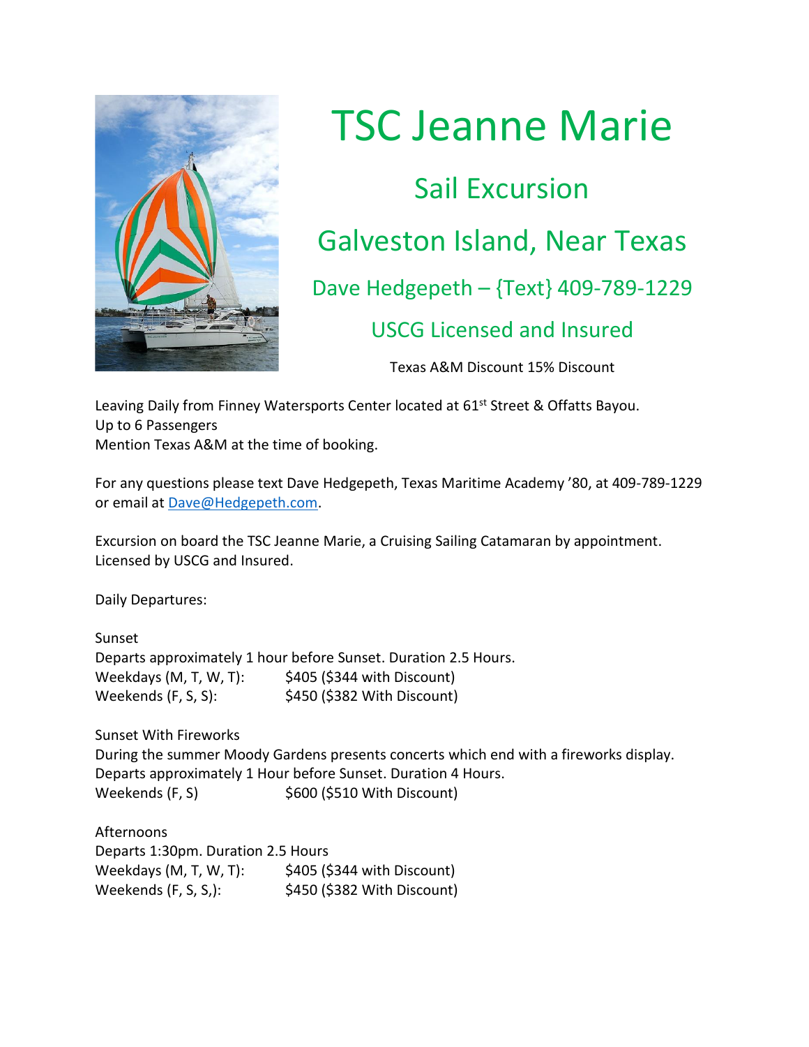# TSC Jeanne Marie

## Sail Excursion

## Galveston Island, Near Texas

### Dave Hedgepeth – {Text} 409-789-1229

### USCG Licensed and Insured

Texas A&M Discount 15% Discount

Leaving Daily from Finney Watersports Center located at 61st Street & Offatts Bayou.
Up to 6 Passengers
Mention Texas A&M at the time of booking.

For any questions please text Dave Hedgepeth, Texas Maritime Academy '80, at 409-789-1229 or email at Dave@Hedgepeth.com.

Excursion on board the TSC Jeanne Marie, a Cruising Sailing Catamaran by appointment. Licensed by USCG and Insured.

Daily Departures:

Sunset
Departs approximately 1 hour before Sunset. Duration 2.5 Hours.

| | |
|---|---|
| Weekdays (M, T, W, T): | $405 ($344 with Discount) |
| Weekends (F, S, S): | $450 ($382 With Discount) |

Sunset With Fireworks
During the summer Moody Gardens presents concerts which end with a fireworks display.
Departs approximately 1 Hour before Sunset. Duration 4 Hours.

| | |
|---|---|
| Weekends (F, S) | $600 ($510 With Discount) |

Afternoons
Departs 1:30pm. Duration 2.5 Hours

| | |
|---|---|
| Weekdays (M, T, W, T): | $405 ($344 with Discount) |
| Weekends (F, S, S,): | $450 ($382 With Discount) |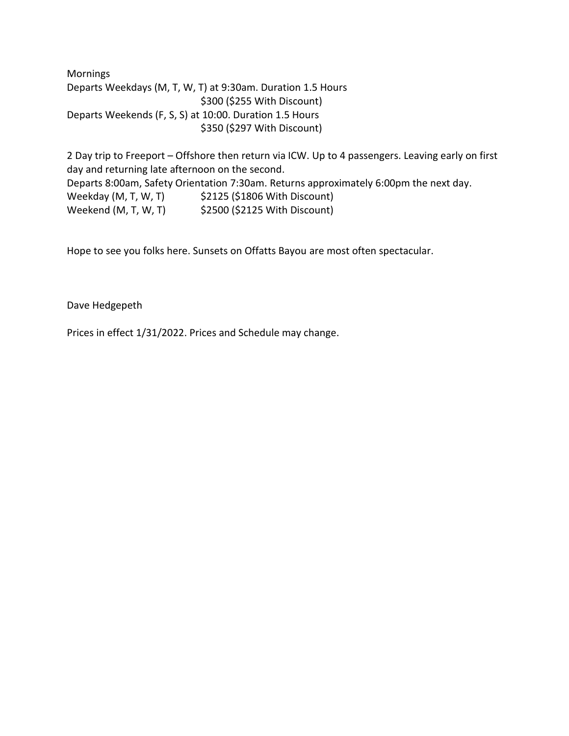Mornings

Departs Weekdays (M, T, W, T) at 9:30am. Duration 1.5 Hours
$300 ($255 With Discount)

Departs Weekends (F, S, S) at 10:00. Duration 1.5 Hours
$350 ($297 With Discount)

2 Day trip to Freeport – Offshore then return via ICW. Up to 4 passengers. Leaving early on first day and returning late afternoon on the second.

Departs 8:00am, Safety Orientation 7:30am. Returns approximately 6:00pm the next day.

Weekday (M, T, W, T) $2125 ($1806 With Discount)
Weekend (M, T, W, T) $2500 ($2125 With Discount)

Hope to see you folks here. Sunsets on Offatts Bayou are most often spectacular.

Dave Hedgepeth

Prices in effect 1/31/2022. Prices and Schedule may change.